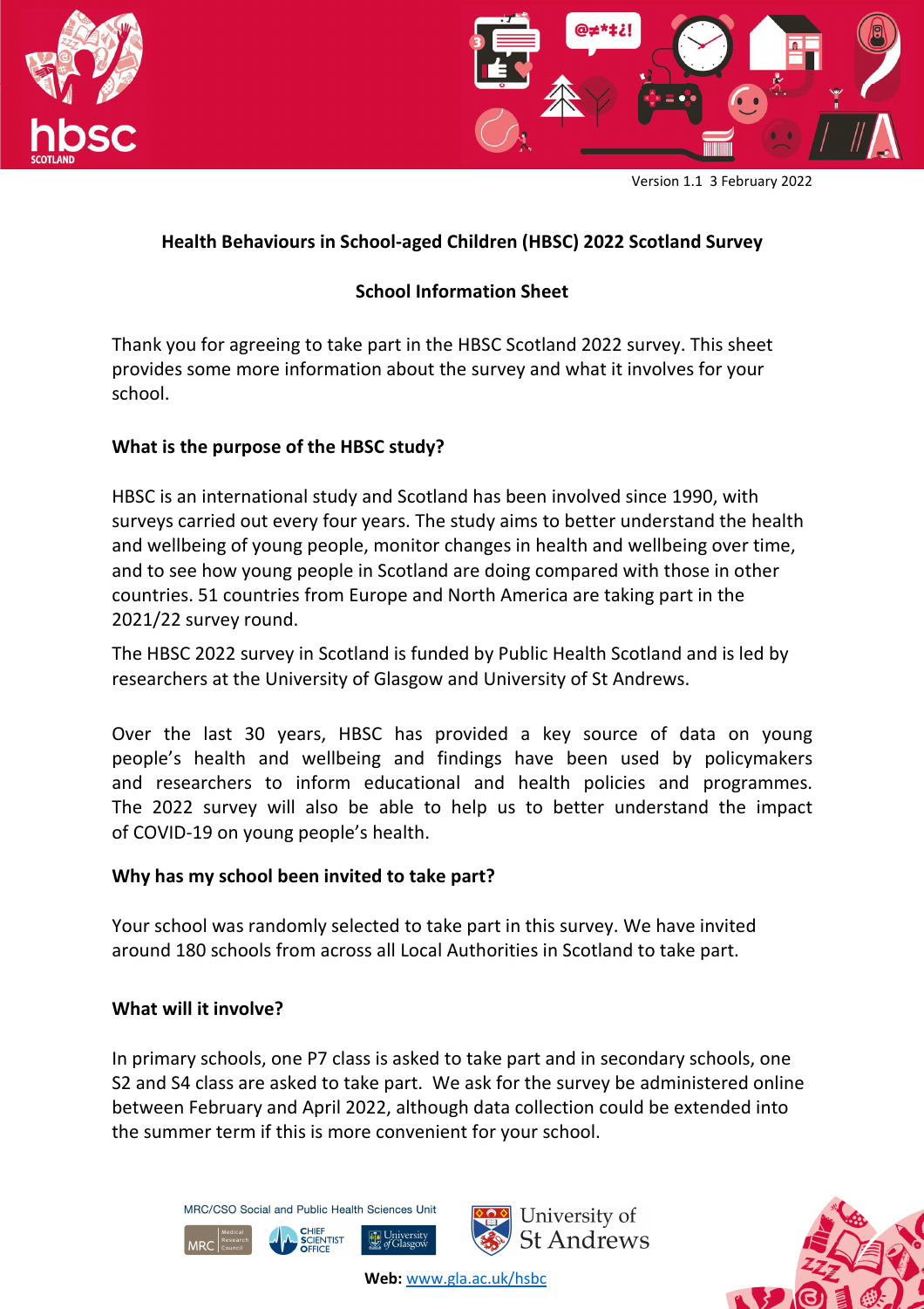Version 1.1 3 February 2022

**Health Behaviours in School-aged Children (HBSC) 2022 Scotland Survey**

**School Information Sheet**

Thank you for agreeing to take part in the HBSC Scotland 2022 survey. This sheet provides some more information about the survey and what it involves for your school.

**What is the purpose of the HBSC study?**

HBSC is an international study and Scotland has been involved since 1990, with surveys carried out every four years. The study aims to better understand the health and wellbeing of young people, monitor changes in health and wellbeing over time, and to see how young people in Scotland are doing compared with those in other countries. 51 countries from Europe and North America are taking part in the 2021/22 survey round.

The HBSC 2022 survey in Scotland is funded by Public Health Scotland and is led by researchers at the University of Glasgow and University of St Andrews.

Over the last 30 years, HBSC has provided a key source of data on young people's health and wellbeing and findings have been used by policymakers and researchers to inform educational and health policies and programmes. The 2022 survey will also be able to help us to better understand the impact of COVID-19 on young people's health.

**Why has my school been invited to take part?**

Your school was randomly selected to take part in this survey. We have invited around 180 schools from across all Local Authorities in Scotland to take part.

**What will it involve?**

In primary schools, one P7 class is asked to take part and in secondary schools, one S2 and S4 class are asked to take part. We ask for the survey be administered online between February and April 2022, although data collection could be extended into the summer term if this is more convenient for your school.

MRC/CSO Social and Public Health Sciences Unit

**Web:** www.gla.ac.uk/hbsc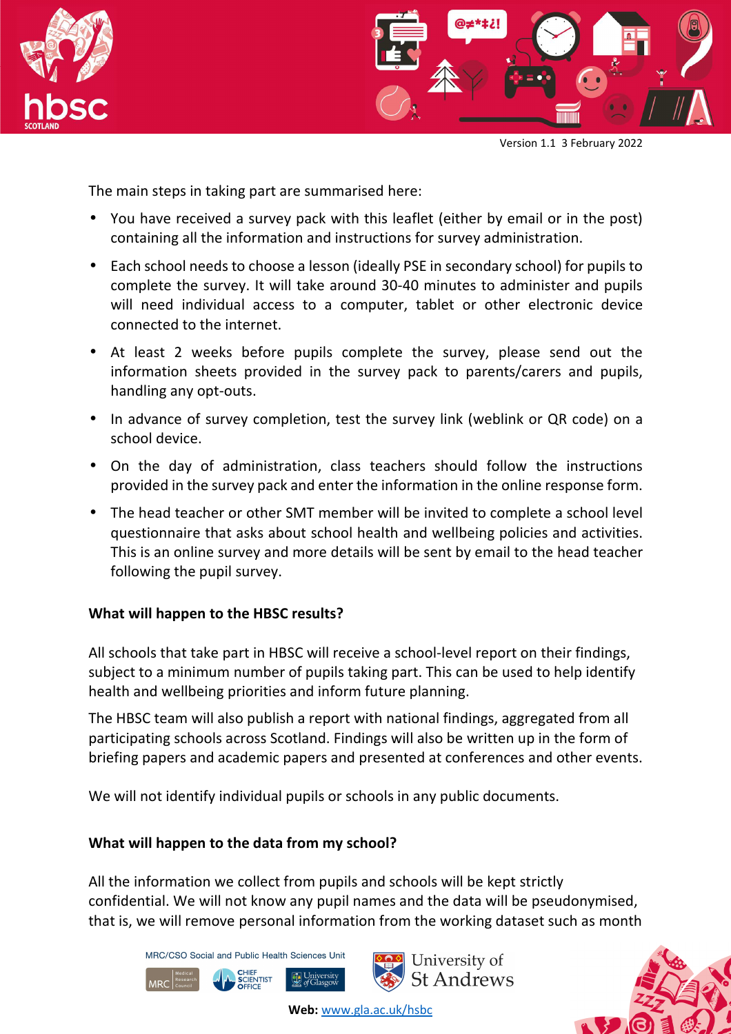The main steps in taking part are summarised here:

- You have received a survey pack with this leaflet (either by email or in the post) containing all the information and instructions for survey administration.
- Each school needs to choose a lesson (ideally PSE in secondary school) for pupils to complete the survey. It will take around 30-40 minutes to administer and pupils will need individual access to a computer, tablet or other electronic device connected to the internet.
- At least 2 weeks before pupils complete the survey, please send out the information sheets provided in the survey pack to parents/carers and pupils, handling any opt-outs.
- In advance of survey completion, test the survey link (weblink or QR code) on a school device.
- On the day of administration, class teachers should follow the instructions provided in the survey pack and enter the information in the online response form.
- The head teacher or other SMT member will be invited to complete a school level questionnaire that asks about school health and wellbeing policies and activities. This is an online survey and more details will be sent by email to the head teacher following the pupil survey.

**What will happen to the HBSC results?**

All schools that take part in HBSC will receive a school-level report on their findings, subject to a minimum number of pupils taking part. This can be used to help identify health and wellbeing priorities and inform future planning.

The HBSC team will also publish a report with national findings, aggregated from all participating schools across Scotland. Findings will also be written up in the form of briefing papers and academic papers and presented at conferences and other events.

We will not identify individual pupils or schools in any public documents.

**What will happen to the data from my school?**

All the information we collect from pupils and schools will be kept strictly confidential. We will not know any pupil names and the data will be pseudonymised, that is, we will remove personal information from the working dataset such as month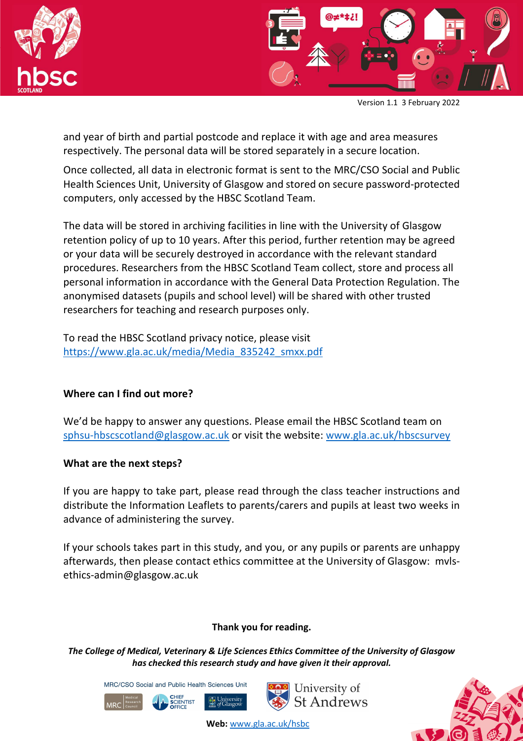and year of birth and partial postcode and replace it with age and area measures respectively. The personal data will be stored separately in a secure location.

Once collected, all data in electronic format is sent to the MRC/CSO Social and Public Health Sciences Unit, University of Glasgow and stored on secure password-protected computers, only accessed by the HBSC Scotland Team.

The data will be stored in archiving facilities in line with the University of Glasgow retention policy of up to 10 years. After this period, further retention may be agreed or your data will be securely destroyed in accordance with the relevant standard procedures. Researchers from the HBSC Scotland Team collect, store and process all personal information in accordance with the General Data Protection Regulation. The anonymised datasets (pupils and school level) will be shared with other trusted researchers for teaching and research purposes only.

To read the HBSC Scotland privacy notice, please visit [https://www.gla.ac.uk/media/Media_835242_smxx.pdf](https://www.gla.ac.uk/media/Media_835242_smxx.pdf)

**Where can I find out more?**

We'd be happy to answer any questions. Please email the HBSC Scotland team on [sphsu-hbscscotland@glasgow.ac.uk](mailto:sphsu-hbscscotland@glasgow.ac.uk) or visit the website: [www.gla.ac.uk/hbscsurvey](http://www.gla.ac.uk/hbscsurvey)

**What are the next steps?**

If you are happy to take part, please read through the class teacher instructions and distribute the Information Leaflets to parents/carers and pupils at least two weeks in advance of administering the survey.

If your schools takes part in this study, and you, or any pupils or parents are unhappy afterwards, then please contact ethics committee at the University of Glasgow: mvls-ethics-admin@glasgow.ac.uk

**Thank you for reading.**

***The College of Medical, Veterinary & Life Sciences Ethics Committee of the University of Glasgow has checked this research study and have given it their approval.***

MRC/CSO Social and Public Health Sciences Unit

University of St Andrews

**Web:** [www.gla.ac.uk/hsbc](http://www.gla.ac.uk/hsbc)